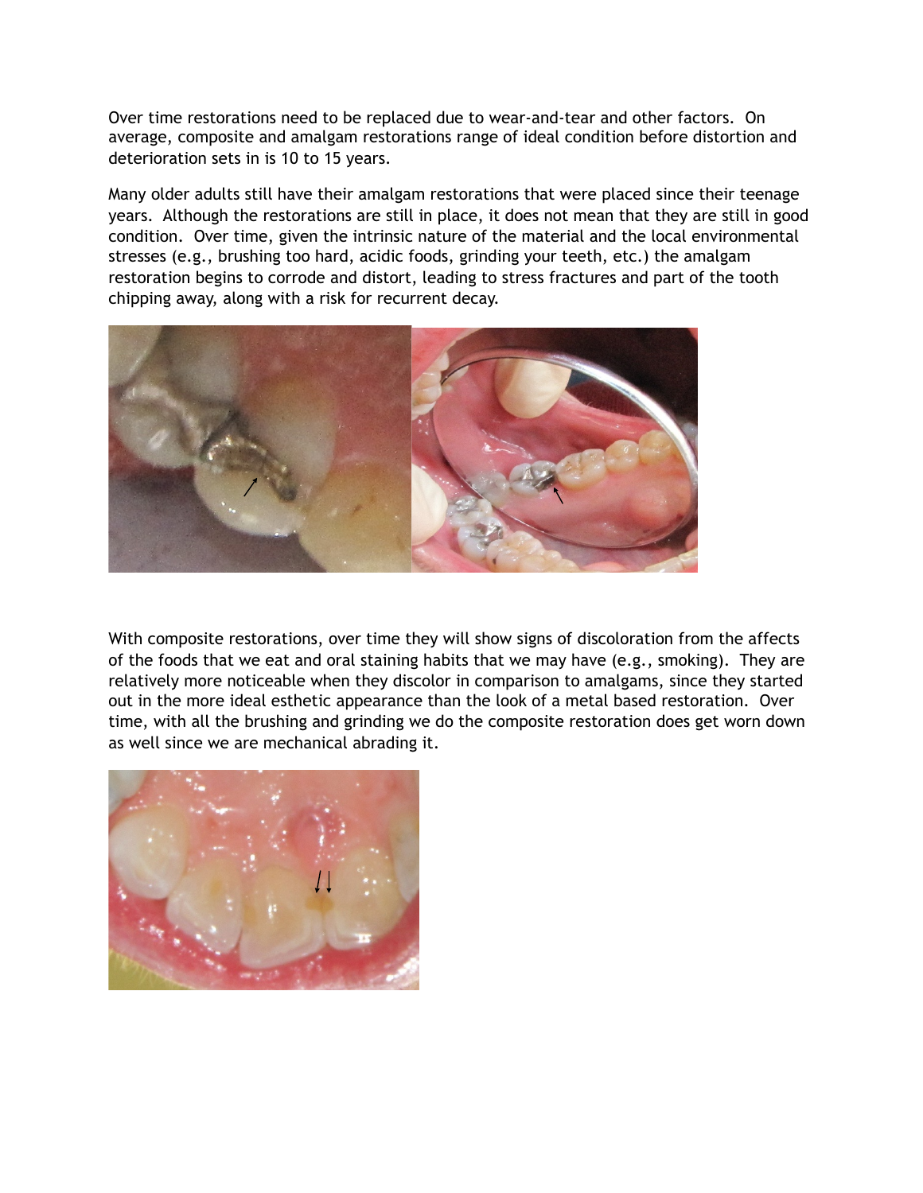Over time restorations need to be replaced due to wear-and-tear and other factors. On average, composite and amalgam restorations range of ideal condition before distortion and deterioration sets in is 10 to 15 years.

Many older adults still have their amalgam restorations that were placed since their teenage years. Although the restorations are still in place, it does not mean that they are still in good condition. Over time, given the intrinsic nature of the material and the local environmental stresses (e.g., brushing too hard, acidic foods, grinding your teeth, etc.) the amalgam restoration begins to corrode and distort, leading to stress fractures and part of the tooth chipping away, along with a risk for recurrent decay.

With composite restorations, over time they will show signs of discoloration from the affects of the foods that we eat and oral staining habits that we may have (e.g., smoking). They are relatively more noticeable when they discolor in comparison to amalgams, since they started out in the more ideal esthetic appearance than the look of a metal based restoration. Over time, with all the brushing and grinding we do the composite restoration does get worn down as well since we are mechanical abrading it.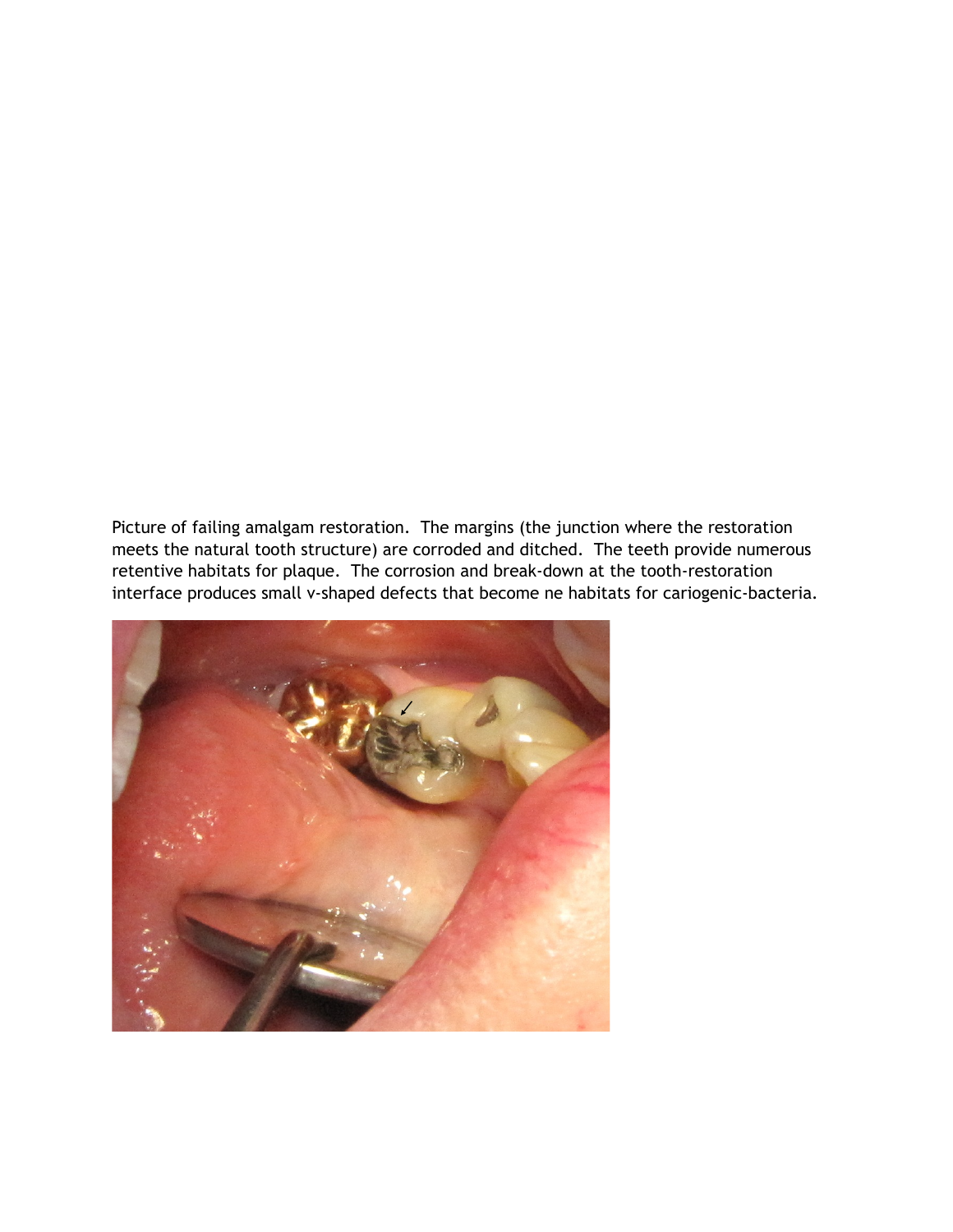Picture of failing amalgam restoration. The margins (the junction where the restoration meets the natural tooth structure) are corroded and ditched. The teeth provide numerous retentive habitats for plaque. The corrosion and break-down at the tooth-restoration interface produces small v-shaped defects that become ne habitats for cariogenic-bacteria.